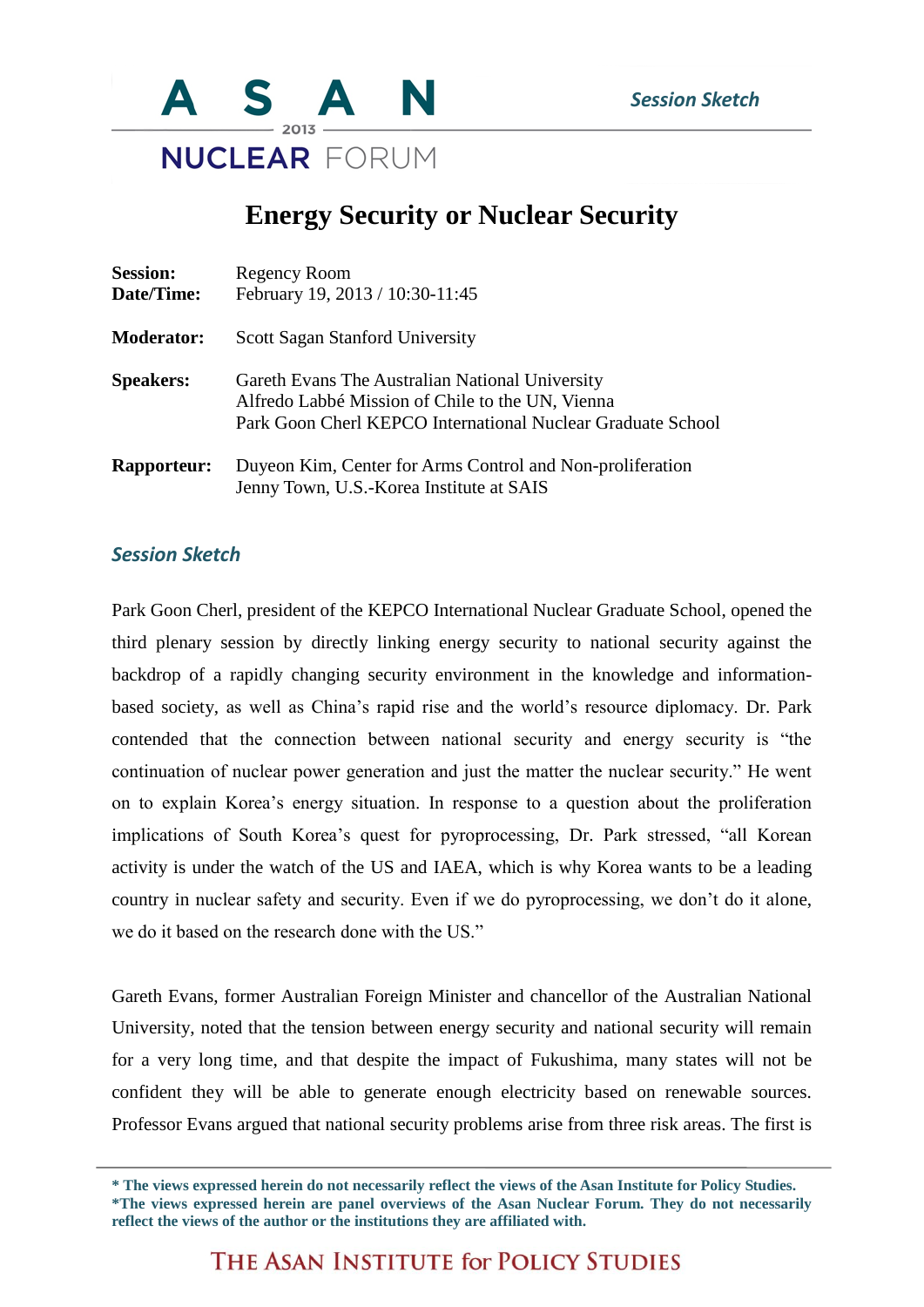ASAN 2013 NUCLEAR FORUM

*Session Sketch*

# Energy Security or Nuclear Security

**Session:** Regency Room
**Date/Time:** February 19, 2013 / 10:30-11:45

**Moderator:** Scott Sagan Stanford University

**Speakers:** Gareth Evans The Australian National University
Alfredo Labbé Mission of Chile to the UN, Vienna
Park Goon Cherl KEPCO International Nuclear Graduate School

**Rapporteur:** Duyeon Kim, Center for Arms Control and Non-proliferation
Jenny Town, U.S.-Korea Institute at SAIS

## *Session Sketch*

Park Goon Cherl, president of the KEPCO International Nuclear Graduate School, opened the third plenary session by directly linking energy security to national security against the backdrop of a rapidly changing security environment in the knowledge and information-based society, as well as China's rapid rise and the world's resource diplomacy. Dr. Park contended that the connection between national security and energy security is "the continuation of nuclear power generation and just the matter the nuclear security." He went on to explain Korea's energy situation. In response to a question about the proliferation implications of South Korea's quest for pyroprocessing, Dr. Park stressed, "all Korean activity is under the watch of the US and IAEA, which is why Korea wants to be a leading country in nuclear safety and security. Even if we do pyroprocessing, we don't do it alone, we do it based on the research done with the US."

Gareth Evans, former Australian Foreign Minister and chancellor of the Australian National University, noted that the tension between energy security and national security will remain for a very long time, and that despite the impact of Fukushima, many states will not be confident they will be able to generate enough electricity based on renewable sources. Professor Evans argued that national security problems arise from three risk areas. The first is

**\* The views expressed herein do not necessarily reflect the views of the Asan Institute for Policy Studies.**
**\*The views expressed herein are panel overviews of the Asan Nuclear Forum. They do not necessarily reflect the views of the author or the institutions they are affiliated with.**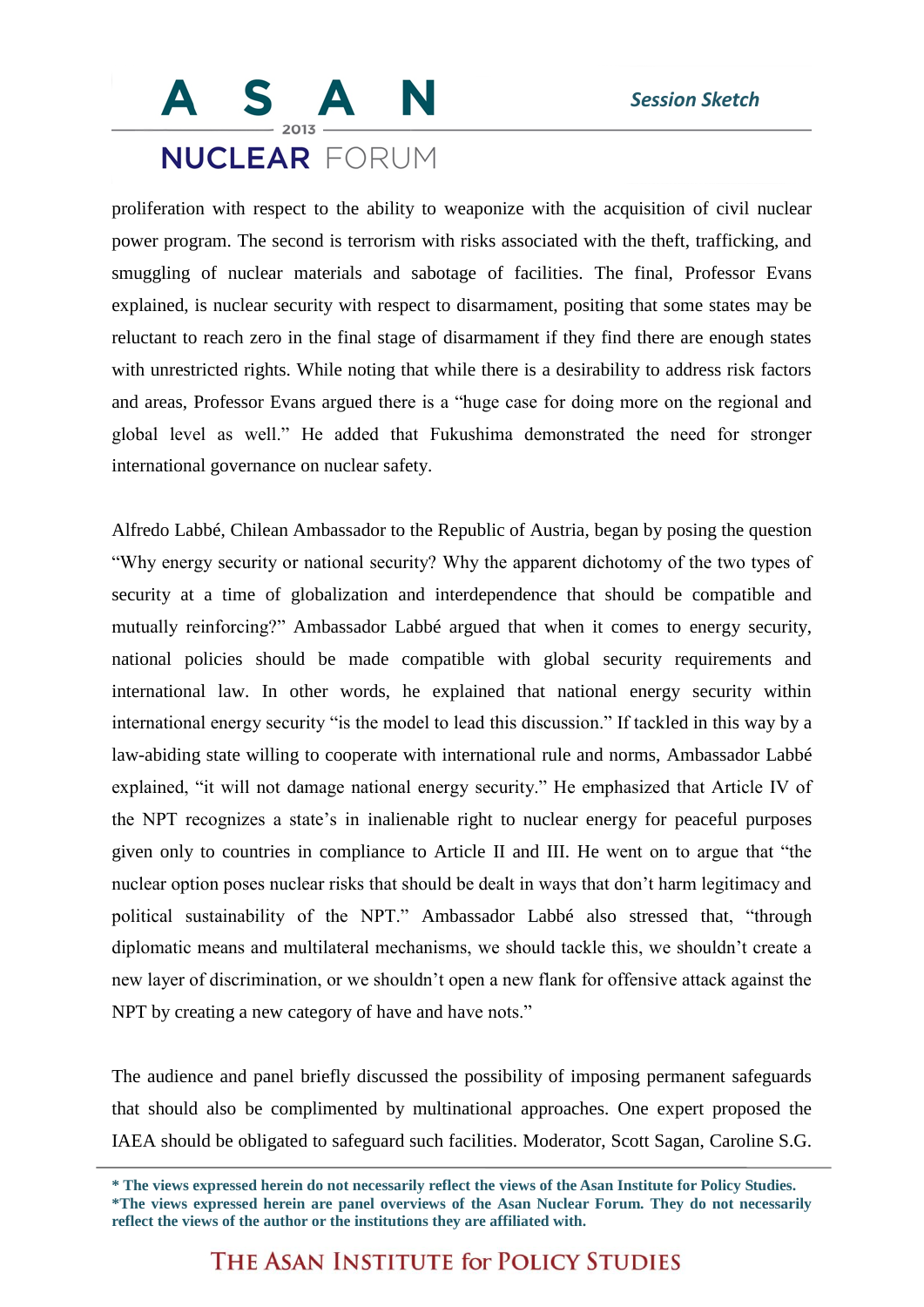proliferation with respect to the ability to weaponize with the acquisition of civil nuclear power program. The second is terrorism with risks associated with the theft, trafficking, and smuggling of nuclear materials and sabotage of facilities. The final, Professor Evans explained, is nuclear security with respect to disarmament, positing that some states may be reluctant to reach zero in the final stage of disarmament if they find there are enough states with unrestricted rights. While noting that while there is a desirability to address risk factors and areas, Professor Evans argued there is a "huge case for doing more on the regional and global level as well." He added that Fukushima demonstrated the need for stronger international governance on nuclear safety.

Alfredo Labbé, Chilean Ambassador to the Republic of Austria, began by posing the question "Why energy security or national security? Why the apparent dichotomy of the two types of security at a time of globalization and interdependence that should be compatible and mutually reinforcing?" Ambassador Labbé argued that when it comes to energy security, national policies should be made compatible with global security requirements and international law. In other words, he explained that national energy security within international energy security "is the model to lead this discussion." If tackled in this way by a law-abiding state willing to cooperate with international rule and norms, Ambassador Labbé explained, "it will not damage national energy security." He emphasized that Article IV of the NPT recognizes a state's in inalienable right to nuclear energy for peaceful purposes given only to countries in compliance to Article II and III. He went on to argue that "the nuclear option poses nuclear risks that should be dealt in ways that don't harm legitimacy and political sustainability of the NPT." Ambassador Labbé also stressed that, "through diplomatic means and multilateral mechanisms, we should tackle this, we shouldn't create a new layer of discrimination, or we shouldn't open a new flank for offensive attack against the NPT by creating a new category of have and have nots."

The audience and panel briefly discussed the possibility of imposing permanent safeguards that should also be complimented by multinational approaches. One expert proposed the IAEA should be obligated to safeguard such facilities. Moderator, Scott Sagan, Caroline S.G.

**\* The views expressed herein do not necessarily reflect the views of the Asan Institute for Policy Studies.**
**\*The views expressed herein are panel overviews of the Asan Nuclear Forum. They do not necessarily reflect the views of the author or the institutions they are affiliated with.**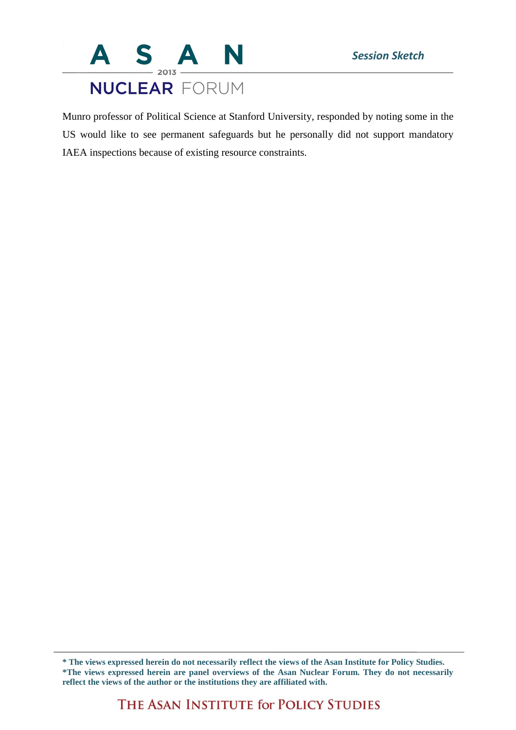Munro professor of Political Science at Stanford University, responded by noting some in the US would like to see permanent safeguards but he personally did not support mandatory IAEA inspections because of existing resource constraints.

**\* The views expressed herein do not necessarily reflect the views of the Asan Institute for Policy Studies.**
**\*The views expressed herein are panel overviews of the Asan Nuclear Forum. They do not necessarily reflect the views of the author or the institutions they are affiliated with.**